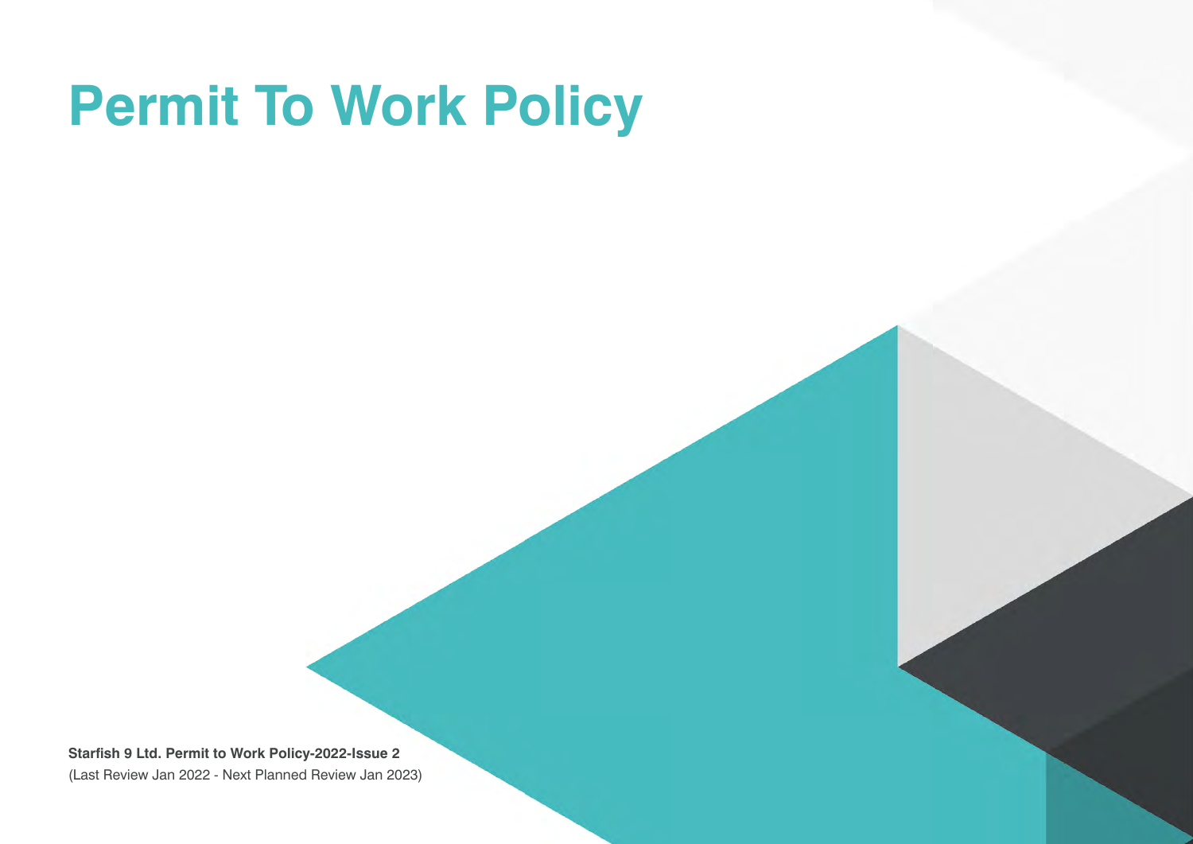# Permit To Work Policy

**Starfish 9 Ltd. Permit to Work Policy-2022-Issue 2**
(Last Review Jan 2022 - Next Planned Review Jan 2023)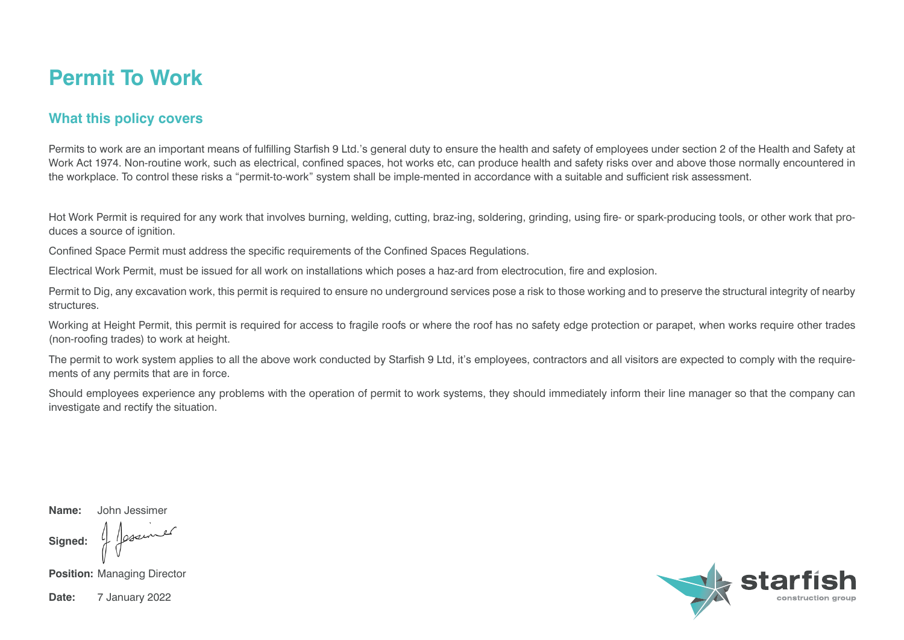# Permit To Work

## What this policy covers

Permits to work are an important means of fulfilling Starfish 9 Ltd.'s general duty to ensure the health and safety of employees under section 2 of the Health and Safety at Work Act 1974. Non-routine work, such as electrical, confined spaces, hot works etc, can produce health and safety risks over and above those normally encountered in the workplace. To control these risks a "permit-to-work" system shall be imple-mented in accordance with a suitable and sufficient risk assessment.

Hot Work Permit is required for any work that involves burning, welding, cutting, braz-ing, soldering, grinding, using fire- or spark-producing tools, or other work that produces a source of ignition.

Confined Space Permit must address the specific requirements of the Confined Spaces Regulations.

Electrical Work Permit, must be issued for all work on installations which poses a haz-ard from electrocution, fire and explosion.

Permit to Dig, any excavation work, this permit is required to ensure no underground services pose a risk to those working and to preserve the structural integrity of nearby structures.

Working at Height Permit, this permit is required for access to fragile roofs or where the roof has no safety edge protection or parapet, when works require other trades (non-roofing trades) to work at height.

The permit to work system applies to all the above work conducted by Starfish 9 Ltd, it's employees, contractors and all visitors are expected to comply with the requirements of any permits that are in force.

Should employees experience any problems with the operation of permit to work systems, they should immediately inform their line manager so that the company can investigate and rectify the situation.

**Name:** John Jessimer

**Signed:** J Jessimer

**Position:** Managing Director

**Date:** 7 January 2022

starfish
construction group